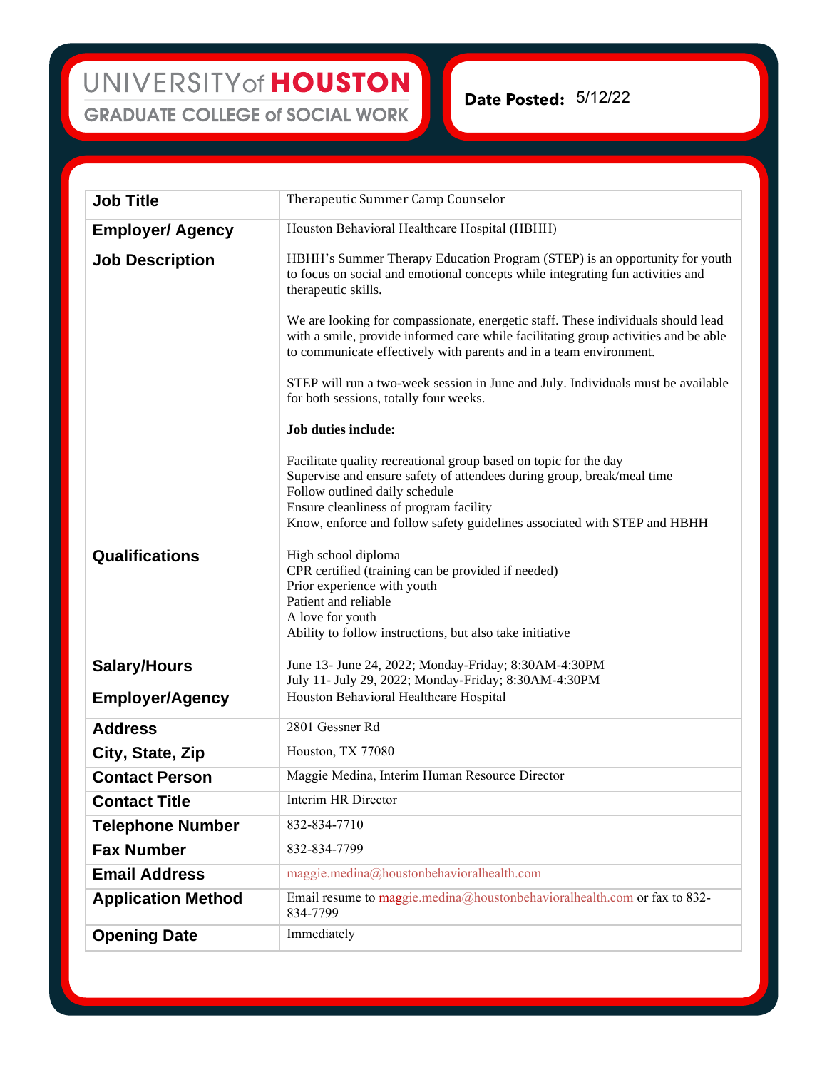UNIVERSITY of HOUSTON
GRADUATE COLLEGE of SOCIAL WORK

**Date Posted:** 5/12/22

| | |
|---|---|
| **Job Title** | Therapeutic Summer Camp Counselor |
| **Employer/ Agency** | Houston Behavioral Healthcare Hospital (HBHH) |
| **Job Description** | HBHH's Summer Therapy Education Program (STEP) is an opportunity for youth to focus on social and emotional concepts while integrating fun activities and therapeutic skills.<br><br>We are looking for compassionate, energetic staff. These individuals should lead with a smile, provide informed care while facilitating group activities and be able to communicate effectively with parents and in a team environment.<br><br>STEP will run a two-week session in June and July. Individuals must be available for both sessions, totally four weeks.<br><br>**Job duties include:**<br><br>Facilitate quality recreational group based on topic for the day<br>Supervise and ensure safety of attendees during group, break/meal time<br>Follow outlined daily schedule<br>Ensure cleanliness of program facility<br>Know, enforce and follow safety guidelines associated with STEP and HBHH |
| **Qualifications** | High school diploma<br>CPR certified (training can be provided if needed)<br>Prior experience with youth<br>Patient and reliable<br>A love for youth<br>Ability to follow instructions, but also take initiative |
| **Salary/Hours** | June 13- June 24, 2022; Monday-Friday; 8:30AM-4:30PM<br>July 11- July 29, 2022; Monday-Friday; 8:30AM-4:30PM |
| **Employer/Agency** | Houston Behavioral Healthcare Hospital |
| **Address** | 2801 Gessner Rd |
| **City, State, Zip** | Houston, TX 77080 |
| **Contact Person** | Maggie Medina, Interim Human Resource Director |
| **Contact Title** | Interim HR Director |
| **Telephone Number** | 832-834-7710 |
| **Fax Number** | 832-834-7799 |
| **Email Address** | maggie.medina@houstonbehavioralhealth.com |
| **Application Method** | Email resume to maggie.medina@houstonbehavioralhealth.com or fax to 832-834-7799 |
| **Opening Date** | Immediately |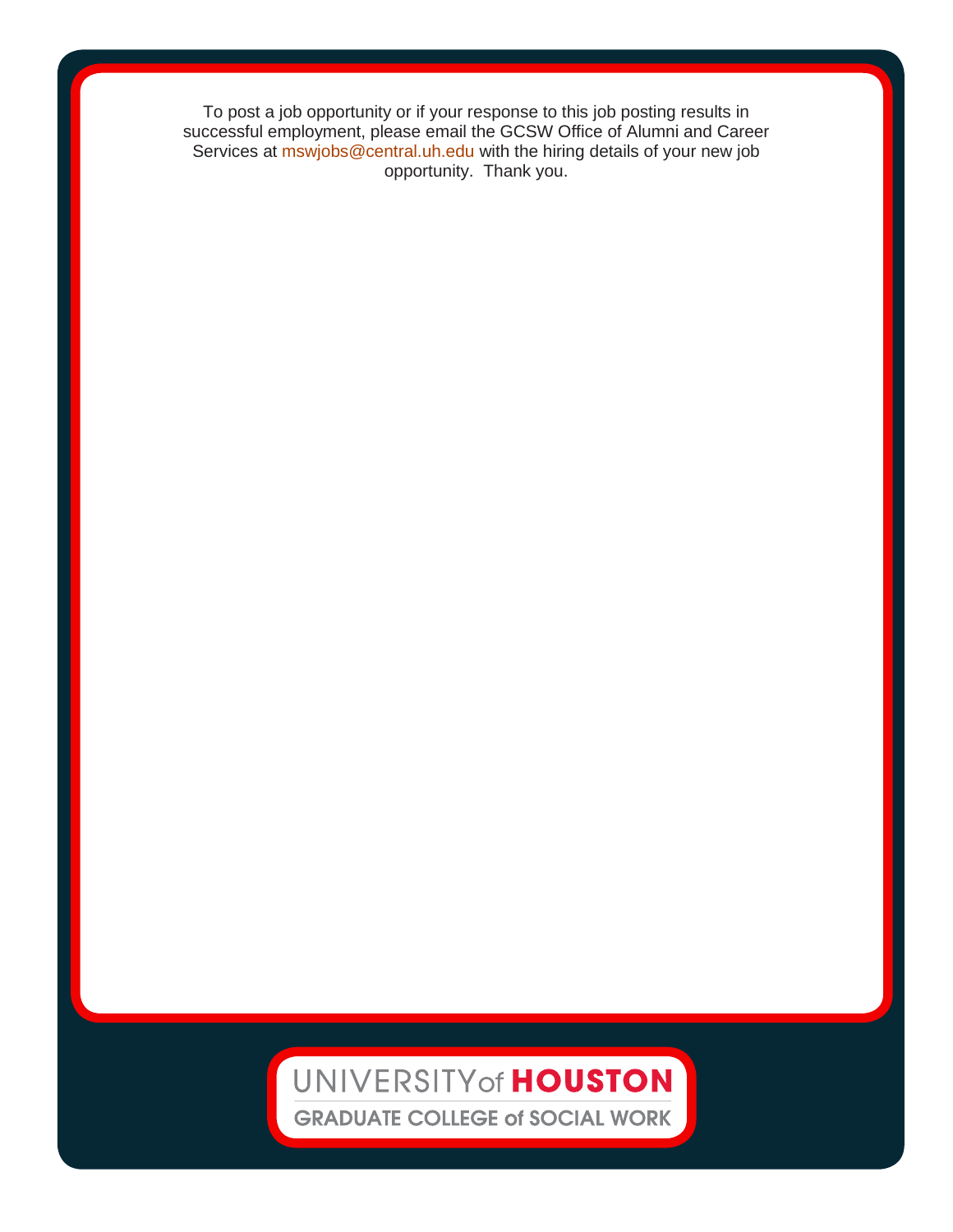To post a job opportunity or if your response to this job posting results in successful employment, please email the GCSW Office of Alumni and Career Services at mswjobs@central.uh.edu with the hiring details of your new job opportunity. Thank you.

UNIVERSITY of HOUSTON

GRADUATE COLLEGE of SOCIAL WORK